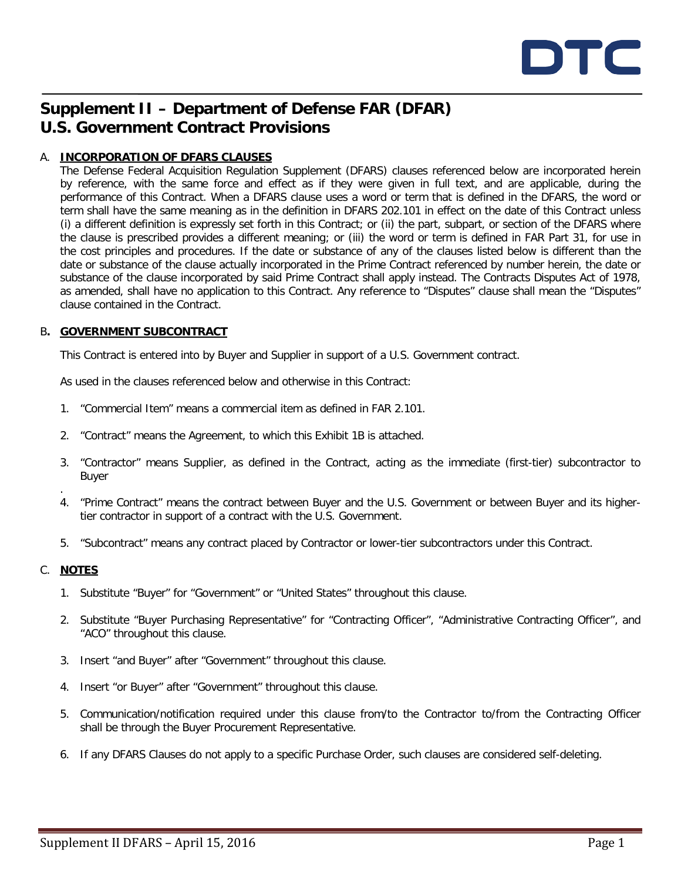DTC

# Supplement II – Department of Defense FAR (DFAR) U.S. Government Contract Provisions

A. **INCORPORATION OF DFARS CLAUSES**

The Defense Federal Acquisition Regulation Supplement (DFARS) clauses referenced below are incorporated herein by reference, with the same force and effect as if they were given in full text, and are applicable, during the performance of this Contract. When a DFARS clause uses a word or term that is defined in the DFARS, the word or term shall have the same meaning as in the definition in DFARS 202.101 in effect on the date of this Contract unless (i) a different definition is expressly set forth in this Contract; or (ii) the part, subpart, or section of the DFARS where the clause is prescribed provides a different meaning; or (iii) the word or term is defined in FAR Part 31, for use in the cost principles and procedures. If the date or substance of any of the clauses listed below is different than the date or substance of the clause actually incorporated in the Prime Contract referenced by number herein, the date or substance of the clause incorporated by said Prime Contract shall apply instead. The Contracts Disputes Act of 1978, as amended, shall have no application to this Contract. Any reference to "Disputes" clause shall mean the "Disputes" clause contained in the Contract.

B**.** **GOVERNMENT SUBCONTRACT**

This Contract is entered into by Buyer and Supplier in support of a U.S. Government contract.

As used in the clauses referenced below and otherwise in this Contract:

1. "Commercial Item" means a commercial item as defined in FAR 2.101.
2. "Contract" means the Agreement, to which this Exhibit 1B is attached.
3. "Contractor" means Supplier, as defined in the Contract, acting as the immediate (first-tier) subcontractor to Buyer
.
4. "Prime Contract" means the contract between Buyer and the U.S. Government or between Buyer and its higher-tier contractor in support of a contract with the U.S. Government.
5. "Subcontract" means any contract placed by Contractor or lower-tier subcontractors under this Contract.

C. **NOTES**

1. Substitute "Buyer" for "Government" or "United States" throughout this clause.
2. Substitute "Buyer Purchasing Representative" for "Contracting Officer", "Administrative Contracting Officer", and "ACO" throughout this clause.
3. Insert "and Buyer" after "Government" throughout this clause.
4. Insert "or Buyer" after "Government" throughout this clause.
5. Communication/notification required under this clause from/to the Contractor to/from the Contracting Officer shall be through the Buyer Procurement Representative.
6. If any DFARS Clauses do not apply to a specific Purchase Order, such clauses are considered self-deleting.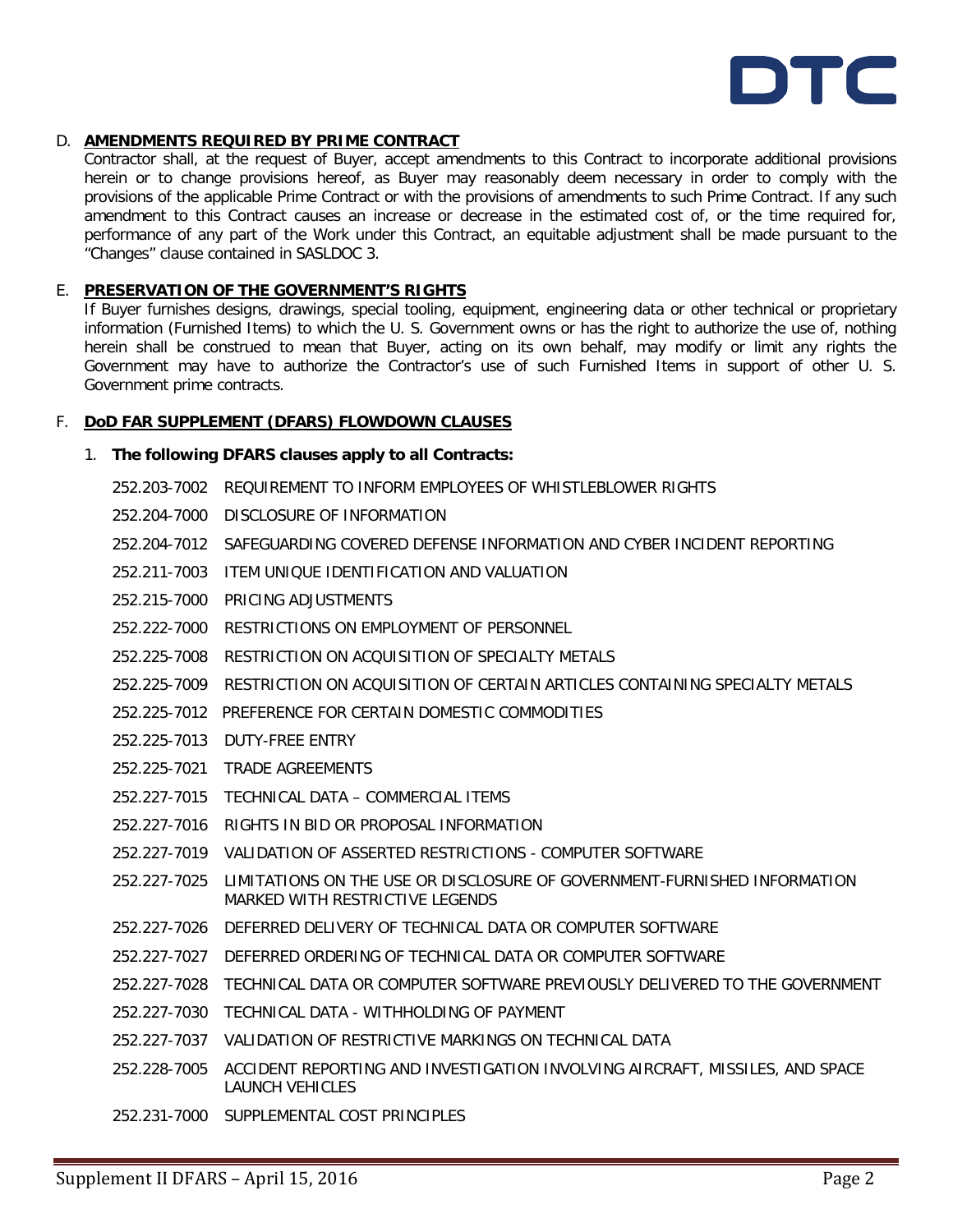## D. AMENDMENTS REQUIRED BY PRIME CONTRACT

Contractor shall, at the request of Buyer, accept amendments to this Contract to incorporate additional provisions herein or to change provisions hereof, as Buyer may reasonably deem necessary in order to comply with the provisions of the applicable Prime Contract or with the provisions of amendments to such Prime Contract. If any such amendment to this Contract causes an increase or decrease in the estimated cost of, or the time required for, performance of any part of the Work under this Contract, an equitable adjustment shall be made pursuant to the "Changes" clause contained in SASLDOC 3.

## E. PRESERVATION OF THE GOVERNMENT'S RIGHTS

If Buyer furnishes designs, drawings, special tooling, equipment, engineering data or other technical or proprietary information (Furnished Items) to which the U. S. Government owns or has the right to authorize the use of, nothing herein shall be construed to mean that Buyer, acting on its own behalf, may modify or limit any rights the Government may have to authorize the Contractor's use of such Furnished Items in support of other U. S. Government prime contracts.

## F. DoD FAR SUPPLEMENT (DFARS) FLOWDOWN CLAUSES

1. **The following DFARS clauses apply to all Contracts:**

252.203-7002 REQUIREMENT TO INFORM EMPLOYEES OF WHISTLEBLOWER RIGHTS

252.204-7000 DISCLOSURE OF INFORMATION

252.204-7012 SAFEGUARDING COVERED DEFENSE INFORMATION AND CYBER INCIDENT REPORTING

252.211-7003 ITEM UNIQUE IDENTIFICATION AND VALUATION

252.215-7000 PRICING ADJUSTMENTS

252.222-7000 RESTRICTIONS ON EMPLOYMENT OF PERSONNEL

252.225-7008 RESTRICTION ON ACQUISITION OF SPECIALTY METALS

252.225-7009 RESTRICTION ON ACQUISITION OF CERTAIN ARTICLES CONTAINING SPECIALTY METALS

252.225-7012 PREFERENCE FOR CERTAIN DOMESTIC COMMODITIES

252.225-7013 DUTY-FREE ENTRY

252.225-7021 TRADE AGREEMENTS

252.227-7015 TECHNICAL DATA – COMMERCIAL ITEMS

252.227-7016 RIGHTS IN BID OR PROPOSAL INFORMATION

252.227-7019 VALIDATION OF ASSERTED RESTRICTIONS - COMPUTER SOFTWARE

252.227-7025 LIMITATIONS ON THE USE OR DISCLOSURE OF GOVERNMENT-FURNISHED INFORMATION MARKED WITH RESTRICTIVE LEGENDS

252.227-7026 DEFERRED DELIVERY OF TECHNICAL DATA OR COMPUTER SOFTWARE

252.227-7027 DEFERRED ORDERING OF TECHNICAL DATA OR COMPUTER SOFTWARE

252.227-7028 TECHNICAL DATA OR COMPUTER SOFTWARE PREVIOUSLY DELIVERED TO THE GOVERNMENT

252.227-7030 TECHNICAL DATA - WITHHOLDING OF PAYMENT

252.227-7037 VALIDATION OF RESTRICTIVE MARKINGS ON TECHNICAL DATA

252.228-7005 ACCIDENT REPORTING AND INVESTIGATION INVOLVING AIRCRAFT, MISSILES, AND SPACE LAUNCH VEHICLES

252.231-7000 SUPPLEMENTAL COST PRINCIPLES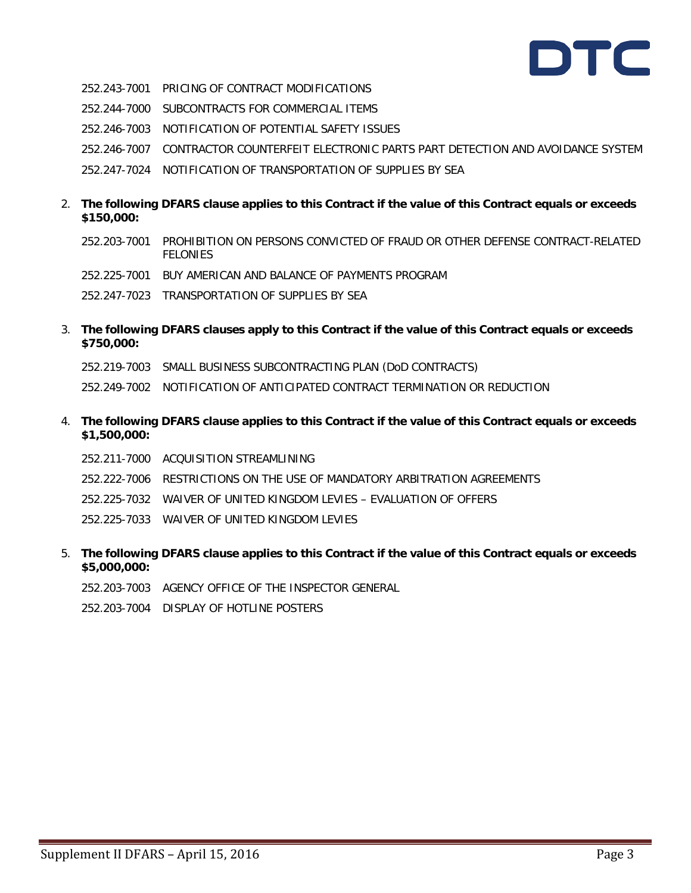252.243-7001 PRICING OF CONTRACT MODIFICATIONS

252.244-7000 SUBCONTRACTS FOR COMMERCIAL ITEMS

252.246-7003 NOTIFICATION OF POTENTIAL SAFETY ISSUES

252.246-7007 CONTRACTOR COUNTERFEIT ELECTRONIC PARTS PART DETECTION AND AVOIDANCE SYSTEM

252.247-7024 NOTIFICATION OF TRANSPORTATION OF SUPPLIES BY SEA

2. **The following DFARS clause applies to this Contract if the value of this Contract equals or exceeds $150,000:**

   252.203-7001 PROHIBITION ON PERSONS CONVICTED OF FRAUD OR OTHER DEFENSE CONTRACT-RELATED FELONIES

   252.225-7001 BUY AMERICAN AND BALANCE OF PAYMENTS PROGRAM

   252.247-7023 TRANSPORTATION OF SUPPLIES BY SEA

3. **The following DFARS clauses apply to this Contract if the value of this Contract equals or exceeds $750,000:**

   252.219-7003 SMALL BUSINESS SUBCONTRACTING PLAN (DoD CONTRACTS)

   252.249-7002 NOTIFICATION OF ANTICIPATED CONTRACT TERMINATION OR REDUCTION

4. **The following DFARS clause applies to this Contract if the value of this Contract equals or exceeds $1,500,000:**

   252.211-7000 ACQUISITION STREAMLINING

   252.222-7006 RESTRICTIONS ON THE USE OF MANDATORY ARBITRATION AGREEMENTS

   252.225-7032 WAIVER OF UNITED KINGDOM LEVIES – EVALUATION OF OFFERS

   252.225-7033 WAIVER OF UNITED KINGDOM LEVIES

5. **The following DFARS clause applies to this Contract if the value of this Contract equals or exceeds $5,000,000:**

   252.203-7003 AGENCY OFFICE OF THE INSPECTOR GENERAL

   252.203-7004 DISPLAY OF HOTLINE POSTERS